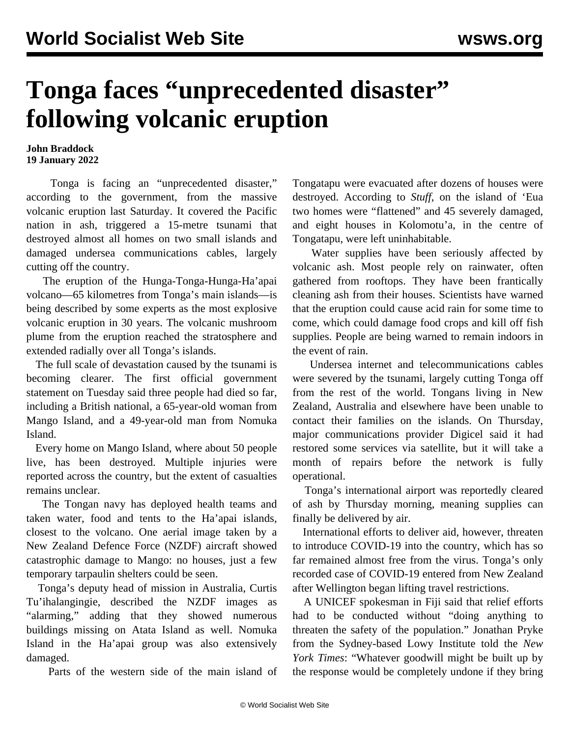# Tonga faces "unprecedented disaster" following volcanic eruption

**John Braddock**
**19 January 2022**

Tonga is facing an "unprecedented disaster," according to the government, from the massive volcanic eruption last Saturday. It covered the Pacific nation in ash, triggered a 15-metre tsunami that destroyed almost all homes on two small islands and damaged undersea communications cables, largely cutting off the country.

The eruption of the Hunga-Tonga-Hunga-Ha'apai volcano—65 kilometres from Tonga's main islands—is being described by some experts as the most explosive volcanic eruption in 30 years. The volcanic mushroom plume from the eruption reached the stratosphere and extended radially over all Tonga's islands.

The full scale of devastation caused by the tsunami is becoming clearer. The first official government statement on Tuesday said three people had died so far, including a British national, a 65-year-old woman from Mango Island, and a 49-year-old man from Nomuka Island.

Every home on Mango Island, where about 50 people live, has been destroyed. Multiple injuries were reported across the country, but the extent of casualties remains unclear.

The Tongan navy has deployed health teams and taken water, food and tents to the Ha'apai islands, closest to the volcano. One aerial image taken by a New Zealand Defence Force (NZDF) aircraft showed catastrophic damage to Mango: no houses, just a few temporary tarpaulin shelters could be seen.

Tonga's deputy head of mission in Australia, Curtis Tu'ihalangingie, described the NZDF images as "alarming," adding that they showed numerous buildings missing on Atata Island as well. Nomuka Island in the Ha'apai group was also extensively damaged.

Parts of the western side of the main island of Tongatapu were evacuated after dozens of houses were destroyed. According to *Stuff*, on the island of 'Eua two homes were "flattened" and 45 severely damaged, and eight houses in Kolomotu'a, in the centre of Tongatapu, were left uninhabitable.

Water supplies have been seriously affected by volcanic ash. Most people rely on rainwater, often gathered from rooftops. They have been frantically cleaning ash from their houses. Scientists have warned that the eruption could cause acid rain for some time to come, which could damage food crops and kill off fish supplies. People are being warned to remain indoors in the event of rain.

Undersea internet and telecommunications cables were severed by the tsunami, largely cutting Tonga off from the rest of the world. Tongans living in New Zealand, Australia and elsewhere have been unable to contact their families on the islands. On Thursday, major communications provider Digicel said it had restored some services via satellite, but it will take a month of repairs before the network is fully operational.

Tonga's international airport was reportedly cleared of ash by Thursday morning, meaning supplies can finally be delivered by air.

International efforts to deliver aid, however, threaten to introduce COVID-19 into the country, which has so far remained almost free from the virus. Tonga's only recorded case of COVID-19 entered from New Zealand after Wellington began lifting travel restrictions.

A UNICEF spokesman in Fiji said that relief efforts had to be conducted without "doing anything to threaten the safety of the population." Jonathan Pryke from the Sydney-based Lowy Institute told the *New York Times*: "Whatever goodwill might be built up by the response would be completely undone if they bring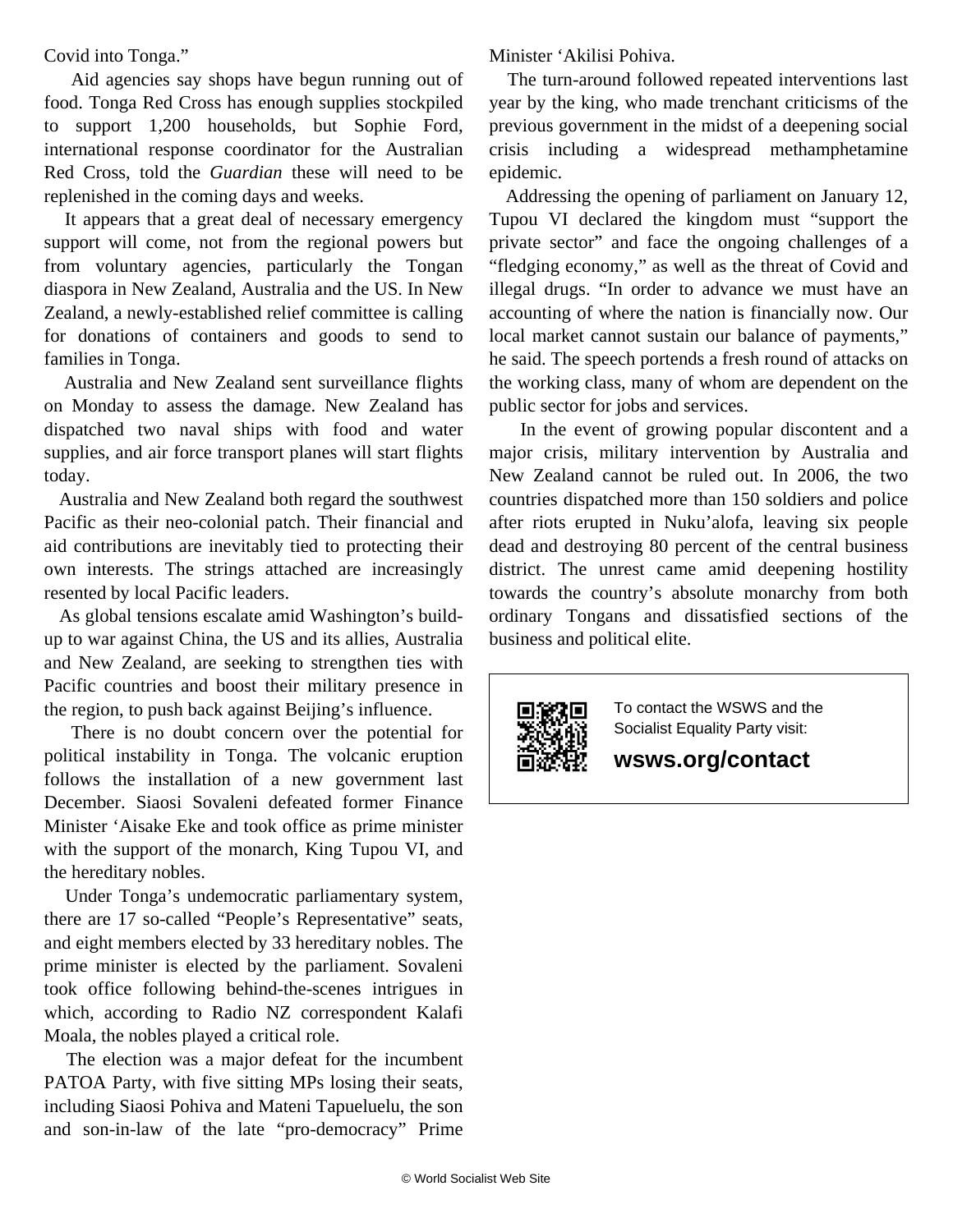Covid into Tonga."

Aid agencies say shops have begun running out of food. Tonga Red Cross has enough supplies stockpiled to support 1,200 households, but Sophie Ford, international response coordinator for the Australian Red Cross, told the *Guardian* these will need to be replenished in the coming days and weeks.

It appears that a great deal of necessary emergency support will come, not from the regional powers but from voluntary agencies, particularly the Tongan diaspora in New Zealand, Australia and the US. In New Zealand, a newly-established relief committee is calling for donations of containers and goods to send to families in Tonga.

Australia and New Zealand sent surveillance flights on Monday to assess the damage. New Zealand has dispatched two naval ships with food and water supplies, and air force transport planes will start flights today.

Australia and New Zealand both regard the southwest Pacific as their neo-colonial patch. Their financial and aid contributions are inevitably tied to protecting their own interests. The strings attached are increasingly resented by local Pacific leaders.

As global tensions escalate amid Washington's build-up to war against China, the US and its allies, Australia and New Zealand, are seeking to strengthen ties with Pacific countries and boost their military presence in the region, to push back against Beijing's influence.

There is no doubt concern over the potential for political instability in Tonga. The volcanic eruption follows the installation of a new government last December. Siaosi Sovaleni defeated former Finance Minister ʻAisake Eke and took office as prime minister with the support of the monarch, King Tupou VI, and the hereditary nobles.

Under Tonga's undemocratic parliamentary system, there are 17 so-called "People's Representative" seats, and eight members elected by 33 hereditary nobles. The prime minister is elected by the parliament. Sovaleni took office following behind-the-scenes intrigues in which, according to Radio NZ correspondent Kalafi Moala, the nobles played a critical role.

The election was a major defeat for the incumbent PATOA Party, with five sitting MPs losing their seats, including Siaosi Pohiva and Mateni Tapueluelu, the son and son-in-law of the late "pro-democracy" Prime Minister ʻAkilisi Pohiva.

The turn-around followed repeated interventions last year by the king, who made trenchant criticisms of the previous government in the midst of a deepening social crisis including a widespread methamphetamine epidemic.

Addressing the opening of parliament on January 12, Tupou VI declared the kingdom must "support the private sector" and face the ongoing challenges of a "fledging economy," as well as the threat of Covid and illegal drugs. "In order to advance we must have an accounting of where the nation is financially now. Our local market cannot sustain our balance of payments," he said. The speech portends a fresh round of attacks on the working class, many of whom are dependent on the public sector for jobs and services.

In the event of growing popular discontent and a major crisis, military intervention by Australia and New Zealand cannot be ruled out. In 2006, the two countries dispatched more than 150 soldiers and police after riots erupted in Nukuʼalofa, leaving six people dead and destroying 80 percent of the central business district. The unrest came amid deepening hostility towards the country's absolute monarchy from both ordinary Tongans and dissatisfied sections of the business and political elite.

To contact the WSWS and the Socialist Equality Party visit:

**wsws.org/contact**